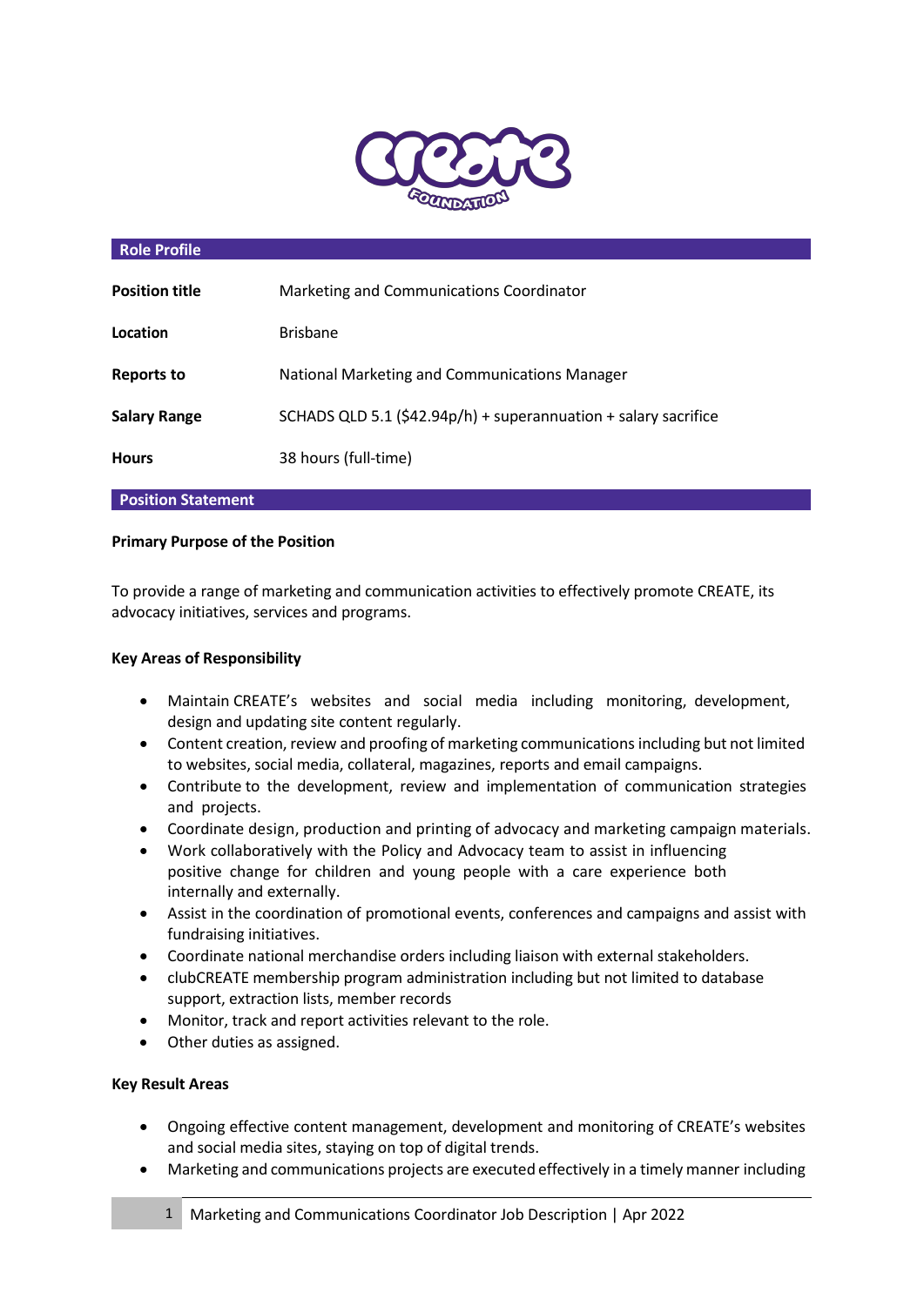## Role Profile

| | |
|---|---|
| **Position title** | Marketing and Communications Coordinator |
| **Location** | Brisbane |
| **Reports to** | National Marketing and Communications Manager |
| **Salary Range** | SCHADS QLD 5.1 ($42.94p/h) + superannuation + salary sacrifice |
| **Hours** | 38 hours (full-time) |

## Position Statement

**Primary Purpose of the Position**

To provide a range of marketing and communication activities to effectively promote CREATE, its advocacy initiatives, services and programs.

**Key Areas of Responsibility**

- Maintain CREATE's websites and social media including monitoring, development, design and updating site content regularly.
- Content creation, review and proofing of marketing communications including but not limited to websites, social media, collateral, magazines, reports and email campaigns.
- Contribute to the development, review and implementation of communication strategies and projects.
- Coordinate design, production and printing of advocacy and marketing campaign materials.
- Work collaboratively with the Policy and Advocacy team to assist in influencing positive change for children and young people with a care experience both internally and externally.
- Assist in the coordination of promotional events, conferences and campaigns and assist with fundraising initiatives.
- Coordinate national merchandise orders including liaison with external stakeholders.
- clubCREATE membership program administration including but not limited to database support, extraction lists, member records
- Monitor, track and report activities relevant to the role.
- Other duties as assigned.

**Key Result Areas**

- Ongoing effective content management, development and monitoring of CREATE's websites and social media sites, staying on top of digital trends.
- Marketing and communications projects are executed effectively in a timely manner including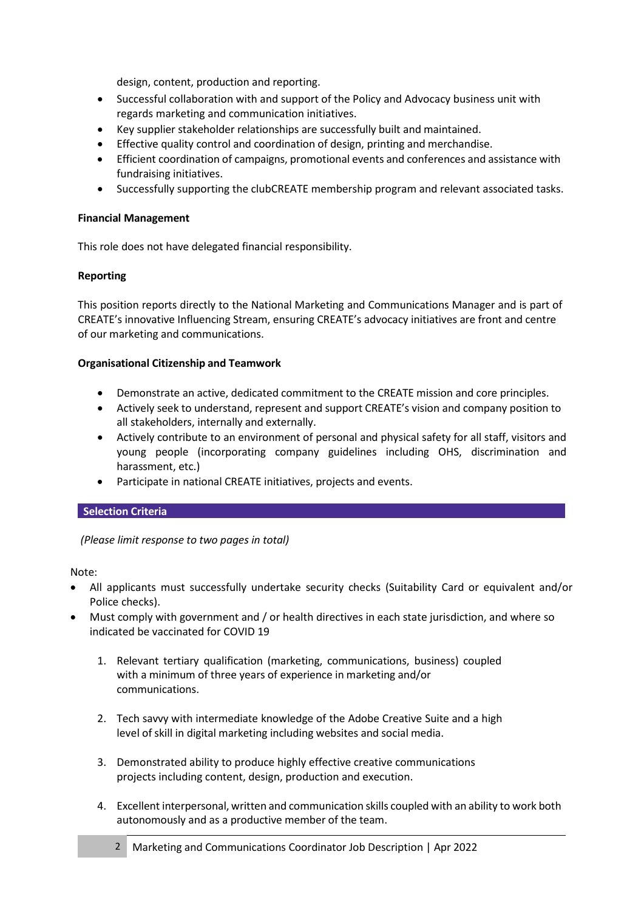design, content, production and reporting.

- Successful collaboration with and support of the Policy and Advocacy business unit with regards marketing and communication initiatives.
- Key supplier stakeholder relationships are successfully built and maintained.
- Effective quality control and coordination of design, printing and merchandise.
- Efficient coordination of campaigns, promotional events and conferences and assistance with fundraising initiatives.
- Successfully supporting the clubCREATE membership program and relevant associated tasks.

**Financial Management**

This role does not have delegated financial responsibility.

**Reporting**

This position reports directly to the National Marketing and Communications Manager and is part of CREATE's innovative Influencing Stream, ensuring CREATE's advocacy initiatives are front and centre of our marketing and communications.

**Organisational Citizenship and Teamwork**

- Demonstrate an active, dedicated commitment to the CREATE mission and core principles.
- Actively seek to understand, represent and support CREATE's vision and company position to all stakeholders, internally and externally.
- Actively contribute to an environment of personal and physical safety for all staff, visitors and young people (incorporating company guidelines including OHS, discrimination and harassment, etc.)
- Participate in national CREATE initiatives, projects and events.

## Selection Criteria

*(Please limit response to two pages in total)*

Note:

- All applicants must successfully undertake security checks (Suitability Card or equivalent and/or Police checks).
- Must comply with government and / or health directives in each state jurisdiction, and where so indicated be vaccinated for COVID 19

1. Relevant tertiary qualification (marketing, communications, business) coupled with a minimum of three years of experience in marketing and/or communications.

2. Tech savvy with intermediate knowledge of the Adobe Creative Suite and a high level of skill in digital marketing including websites and social media.

3. Demonstrated ability to produce highly effective creative communications projects including content, design, production and execution.

4. Excellent interpersonal, written and communication skills coupled with an ability to work both autonomously and as a productive member of the team.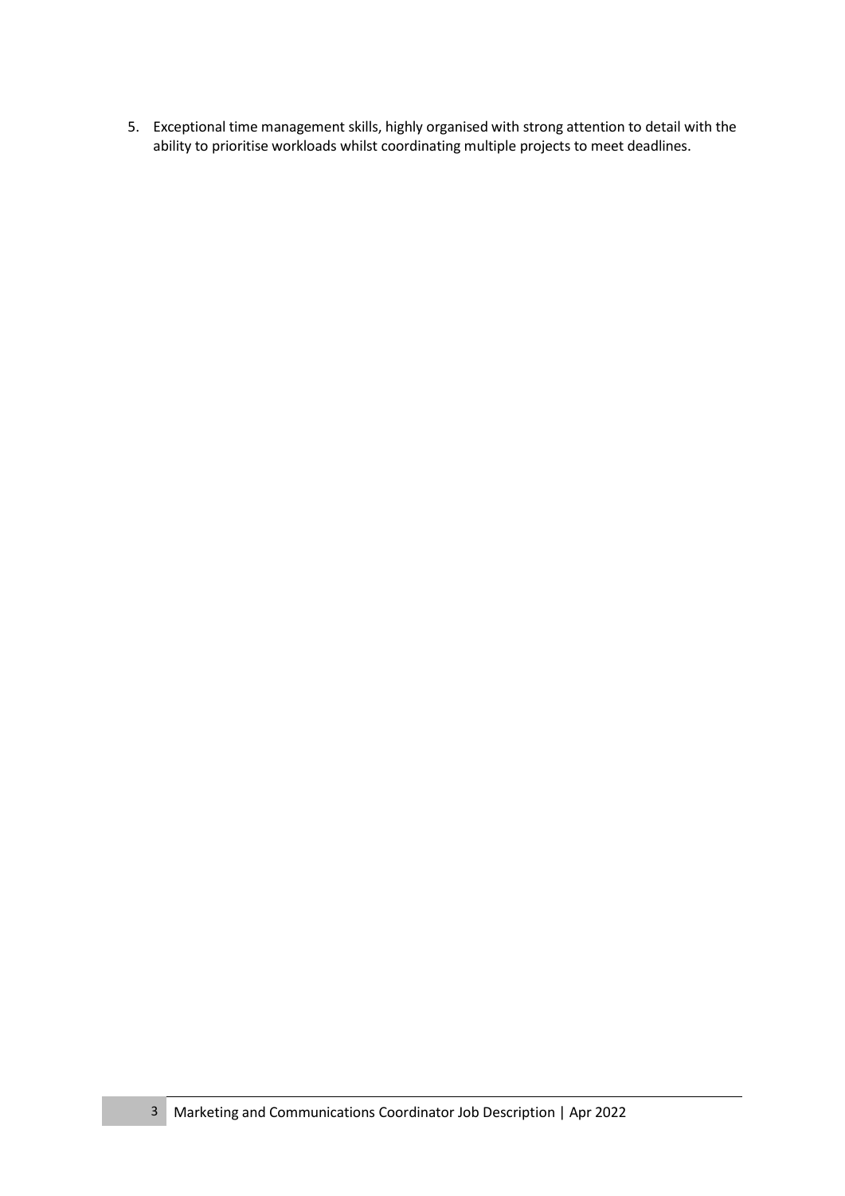5. Exceptional time management skills, highly organised with strong attention to detail with the ability to prioritise workloads whilst coordinating multiple projects to meet deadlines.